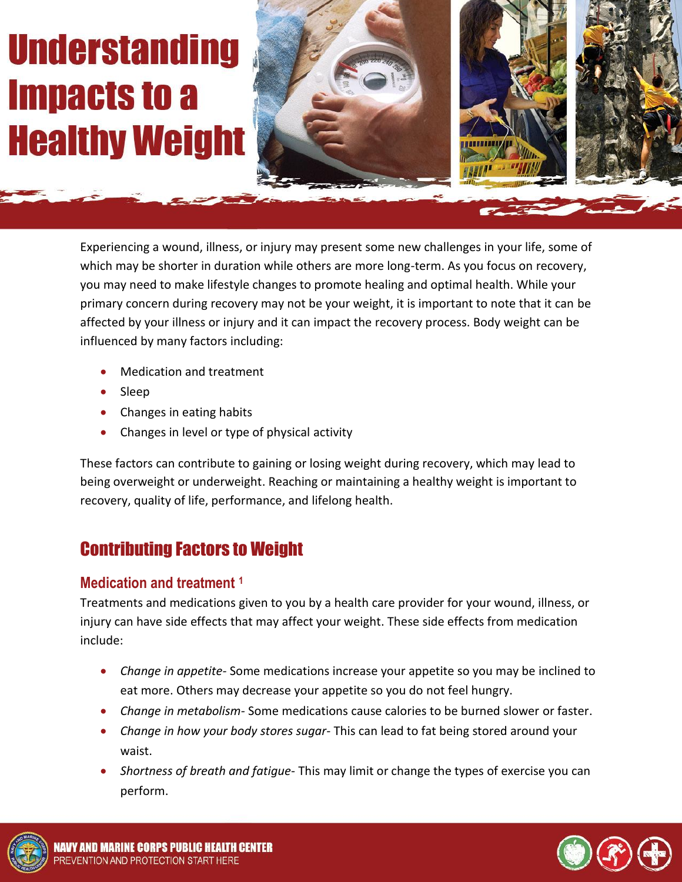# Understanding Impacts to a Healthy Weight

Experiencing a wound, illness, or injury may present some new challenges in your life, some of which may be shorter in duration while others are more long-term. As you focus on recovery, you may need to make lifestyle changes to promote healing and optimal health. While your primary concern during recovery may not be your weight, it is important to note that it can be affected by your illness or injury and it can impact the recovery process. Body weight can be influenced by many factors including:

- Medication and treatment
- Sleep
- Changes in eating habits
- Changes in level or type of physical activity

These factors can contribute to gaining or losing weight during recovery, which may lead to being overweight or underweight. Reaching or maintaining a healthy weight is important to recovery, quality of life, performance, and lifelong health.

## Contributing Factors to Weight

### Medication and treatment [1]

Treatments and medications given to you by a health care provider for your wound, illness, or injury can have side effects that may affect your weight. These side effects from medication include:

- *Change in appetite*- Some medications increase your appetite so you may be inclined to eat more. Others may decrease your appetite so you do not feel hungry.
- *Change in metabolism*- Some medications cause calories to be burned slower or faster.
- *Change in how your body stores sugar*- This can lead to fat being stored around your waist.
- *Shortness of breath and fatigue*- This may limit or change the types of exercise you can perform.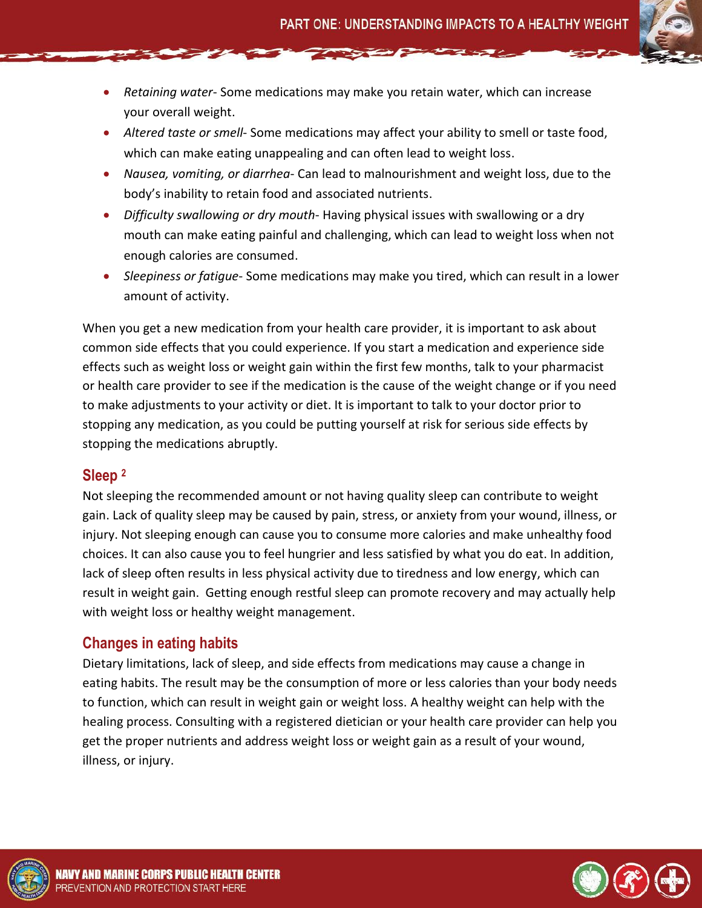- *Retaining water*- Some medications may make you retain water, which can increase your overall weight.
- *Altered taste or smell*- Some medications may affect your ability to smell or taste food, which can make eating unappealing and can often lead to weight loss.
- *Nausea, vomiting, or diarrhea*- Can lead to malnourishment and weight loss, due to the body's inability to retain food and associated nutrients.
- *Difficulty swallowing or dry mouth*- Having physical issues with swallowing or a dry mouth can make eating painful and challenging, which can lead to weight loss when not enough calories are consumed.
- *Sleepiness or fatigue*- Some medications may make you tired, which can result in a lower amount of activity.

When you get a new medication from your health care provider, it is important to ask about common side effects that you could experience. If you start a medication and experience side effects such as weight loss or weight gain within the first few months, talk to your pharmacist or health care provider to see if the medication is the cause of the weight change or if you need to make adjustments to your activity or diet. It is important to talk to your doctor prior to stopping any medication, as you could be putting yourself at risk for serious side effects by stopping the medications abruptly.

## Sleep [2]

Not sleeping the recommended amount or not having quality sleep can contribute to weight gain. Lack of quality sleep may be caused by pain, stress, or anxiety from your wound, illness, or injury. Not sleeping enough can cause you to consume more calories and make unhealthy food choices. It can also cause you to feel hungrier and less satisfied by what you do eat. In addition, lack of sleep often results in less physical activity due to tiredness and low energy, which can result in weight gain. Getting enough restful sleep can promote recovery and may actually help with weight loss or healthy weight management.

## Changes in eating habits

Dietary limitations, lack of sleep, and side effects from medications may cause a change in eating habits. The result may be the consumption of more or less calories than your body needs to function, which can result in weight gain or weight loss. A healthy weight can help with the healing process. Consulting with a registered dietician or your health care provider can help you get the proper nutrients and address weight loss or weight gain as a result of your wound, illness, or injury.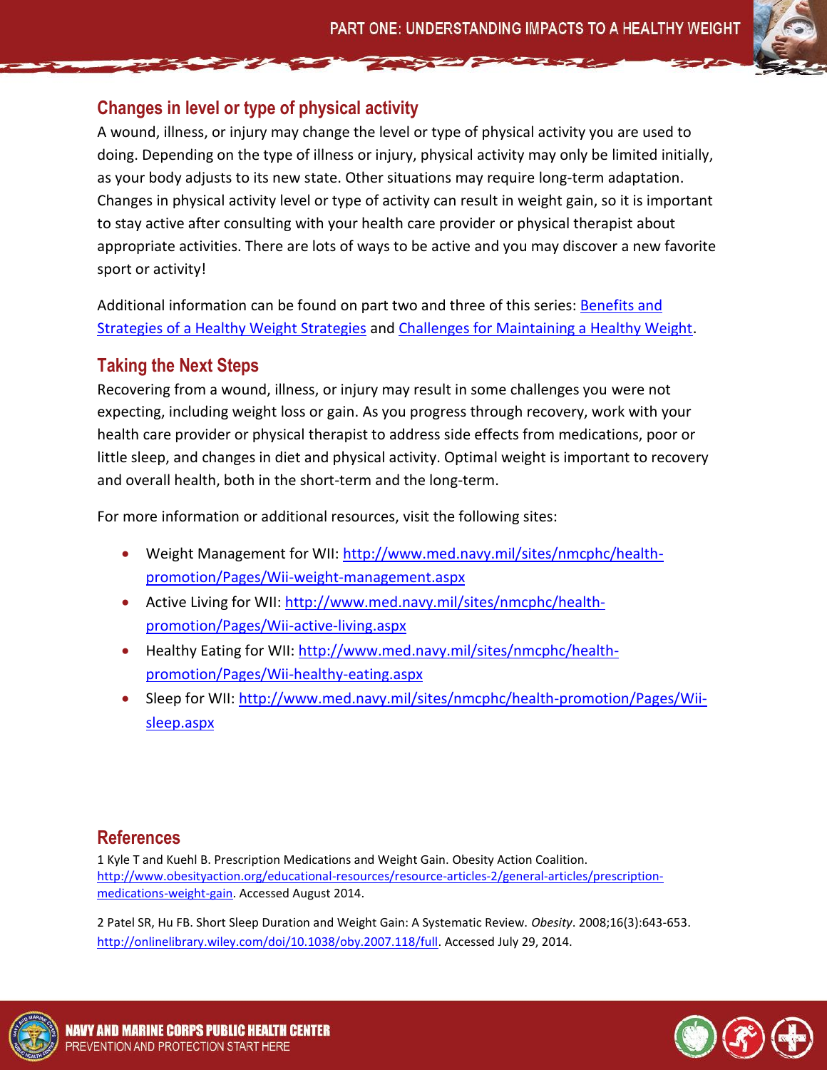## Changes in level or type of physical activity

A wound, illness, or injury may change the level or type of physical activity you are used to doing. Depending on the type of illness or injury, physical activity may only be limited initially, as your body adjusts to its new state. Other situations may require long-term adaptation. Changes in physical activity level or type of activity can result in weight gain, so it is important to stay active after consulting with your health care provider or physical therapist about appropriate activities. There are lots of ways to be active and you may discover a new favorite sport or activity!

Additional information can be found on part two and three of this series: [Benefits and Strategies of a Healthy Weight Strategies]() and [Challenges for Maintaining a Healthy Weight]().

## Taking the Next Steps

Recovering from a wound, illness, or injury may result in some challenges you were not expecting, including weight loss or gain. As you progress through recovery, work with your health care provider or physical therapist to address side effects from medications, poor or little sleep, and changes in diet and physical activity. Optimal weight is important to recovery and overall health, both in the short-term and the long-term.

For more information or additional resources, visit the following sites:

- Weight Management for WII: http://www.med.navy.mil/sites/nmcphc/health-promotion/Pages/Wii-weight-management.aspx
- Active Living for WII: http://www.med.navy.mil/sites/nmcphc/health-promotion/Pages/Wii-active-living.aspx
- Healthy Eating for WII: http://www.med.navy.mil/sites/nmcphc/health-promotion/Pages/Wii-healthy-eating.aspx
- Sleep for WII: http://www.med.navy.mil/sites/nmcphc/health-promotion/Pages/Wii-sleep.aspx

## References

1 Kyle T and Kuehl B. Prescription Medications and Weight Gain. Obesity Action Coalition. http://www.obesityaction.org/educational-resources/resource-articles-2/general-articles/prescription-medications-weight-gain. Accessed August 2014.

2 Patel SR, Hu FB. Short Sleep Duration and Weight Gain: A Systematic Review. *Obesity*. 2008;16(3):643-653. http://onlinelibrary.wiley.com/doi/10.1038/oby.2007.118/full. Accessed July 29, 2014.